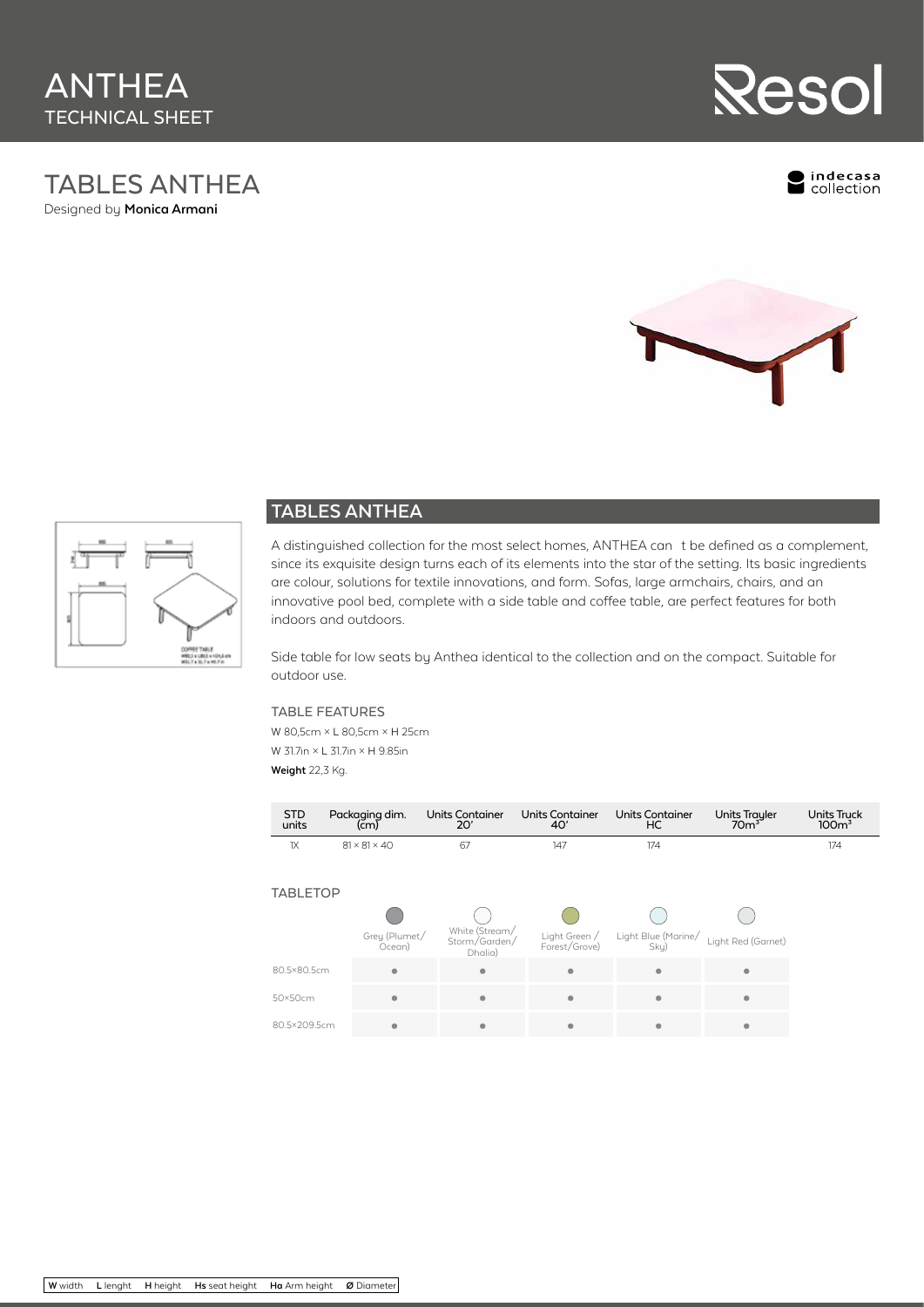# ANTHEA
TECHNICAL SHEET

Resol

## TABLES ANTHEA
Designed by **Monica Armani**

indecasa collection

## TABLES ANTHEA

A distinguished collection for the most select homes, ANTHEA can t be defined as a complement, since its exquisite design turns each of its elements into the star of the setting. Its basic ingredients are colour, solutions for textile innovations, and form. Sofas, large armchairs, chairs, and an innovative pool bed, complete with a side table and coffee table, are perfect features for both indoors and outdoors.

Side table for low seats by Anthea identical to the collection and on the compact. Suitable for outdoor use.

### TABLE FEATURES

W 80,5cm × L 80,5cm × H 25cm

W 31.7in × L 31.7in × H 9.85in

**Weight** 22,3 Kg.

| STD units | Packaging dim. (cm) | Units Container 20' | Units Container 40' | Units Container HC | Units Trayler 70m³ | Units Truck 100m³ |
|---|---|---|---|---|---|---|
| 1X | 81 × 81 × 40 | 67 | 147 | 174 | | 174 |

### TABLETOP

| | Grey (Plumet/ Ocean) | White (Stream/ Storm/Garden/ Dhalia) | Light Green / Forest/Grove) | Light Blue (Marine/ Sky) | Light Red (Garnet) |
|---|---|---|---|---|---|
| 80.5×80.5cm | ● | ● | ● | ● | ● |
| 50×50cm | ● | ● | ● | ● | ● |
| 80.5×209.5cm | ● | ● | ● | ● | ● |

**W** width **L** lenght **H** height **Hs** seat height **Ha** Arm height **Ø** Diameter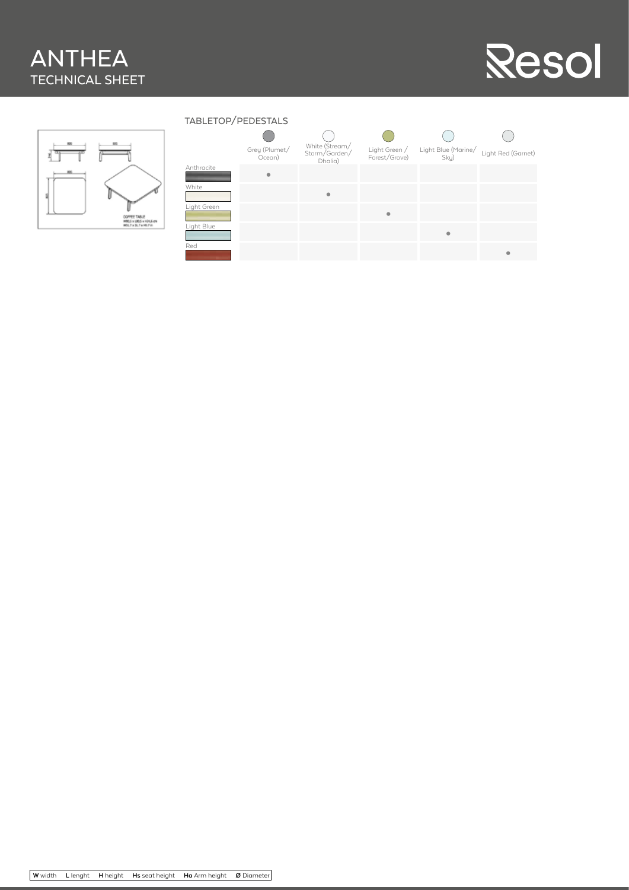# ANTHEA
## TECHNICAL SHEET

TABLETOP/PEDESTALS

| | Grey (Plumet/ Ocean) | White (Stream/ Storm/Garden/ Dhalia) | Light Green / Forest/Grove) | Light Blue (Marine/ Sky) | Light Red (Garnet) |
|---|---|---|---|---|---|
| Anthracite | ● | | | | |
| White | | ● | | | |
| Light Green | | | ● | | |
| Light Blue | | | | ● | |
| Red | | | | | ● |

**W** width **L** lenght **H** height **Hs** seat height **Ha** Arm height **Ø** Diameter